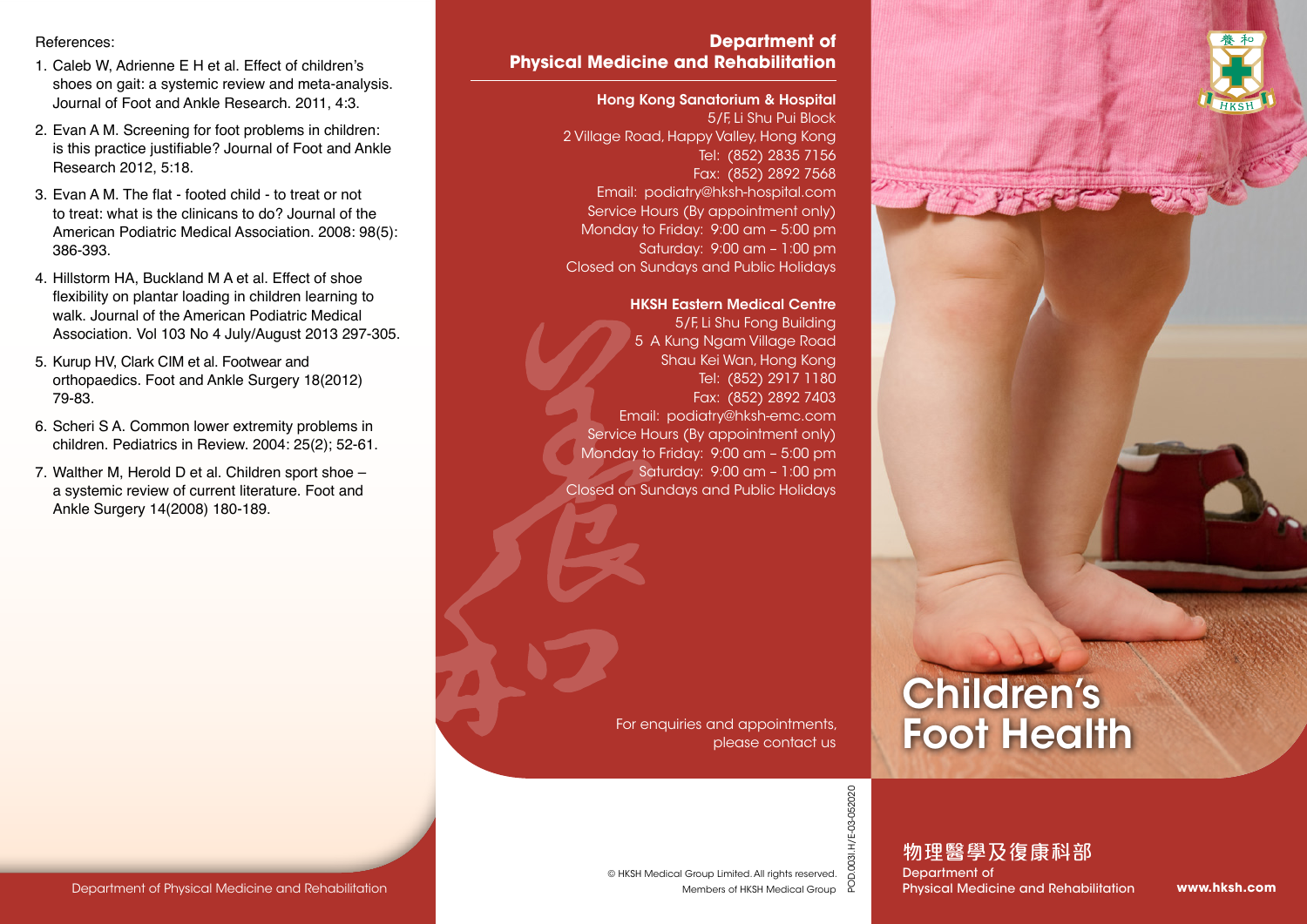References:

1. Caleb W, Adrienne E H et al. Effect of children's shoes on gait: a systemic review and meta-analysis. Journal of Foot and Ankle Research. 2011, 4:3.
2. Evan A M. Screening for foot problems in children: is this practice justifiable? Journal of Foot and Ankle Research 2012, 5:18.
3. Evan A M. The flat - footed child - to treat or not to treat: what is the clinicans to do? Journal of the American Podiatric Medical Association. 2008: 98(5): 386-393.
4. Hillstorm HA, Buckland M A et al. Effect of shoe flexibility on plantar loading in children learning to walk. Journal of the American Podiatric Medical Association. Vol 103 No 4 July/August 2013 297-305.
5. Kurup HV, Clark CIM et al. Footwear and orthopaedics. Foot and Ankle Surgery 18(2012) 79-83.
6. Scheri S A. Common lower extremity problems in children. Pediatrics in Review. 2004: 25(2); 52-61.
7. Walther M, Herold D et al. Children sport shoe – a systemic review of current literature. Foot and Ankle Surgery 14(2008) 180-189.

Department of Physical Medicine and Rehabilitation

## Department of Physical Medicine and Rehabilitation

**Hong Kong Sanatorium & Hospital**
5/F, Li Shu Pui Block
2 Village Road, Happy Valley, Hong Kong
Tel: (852) 2835 7156
Fax: (852) 2892 7568
Email: podiatry@hksh-hospital.com
Service Hours (By appointment only)
Monday to Friday: 9:00 am – 5:00 pm
Saturday: 9:00 am – 1:00 pm
Closed on Sundays and Public Holidays

**HKSH Eastern Medical Centre**
5/F, Li Shu Fong Building
5 A Kung Ngam Village Road
Shau Kei Wan, Hong Kong
Tel: (852) 2917 1180
Fax: (852) 2892 7403
Email: podiatry@hksh-emc.com
Service Hours (By appointment only)
Monday to Friday: 9:00 am – 5:00 pm
Saturday: 9:00 am – 1:00 pm
Closed on Sundays and Public Holidays

For enquiries and appointments, please contact us

© HKSH Medical Group Limited. All rights reserved.
Members of HKSH Medical Group

POD.003I.H/E-03-052020

# Children's Foot Health

物理醫學及復康科部
Department of Physical Medicine and Rehabilitation

**www.hksh.com**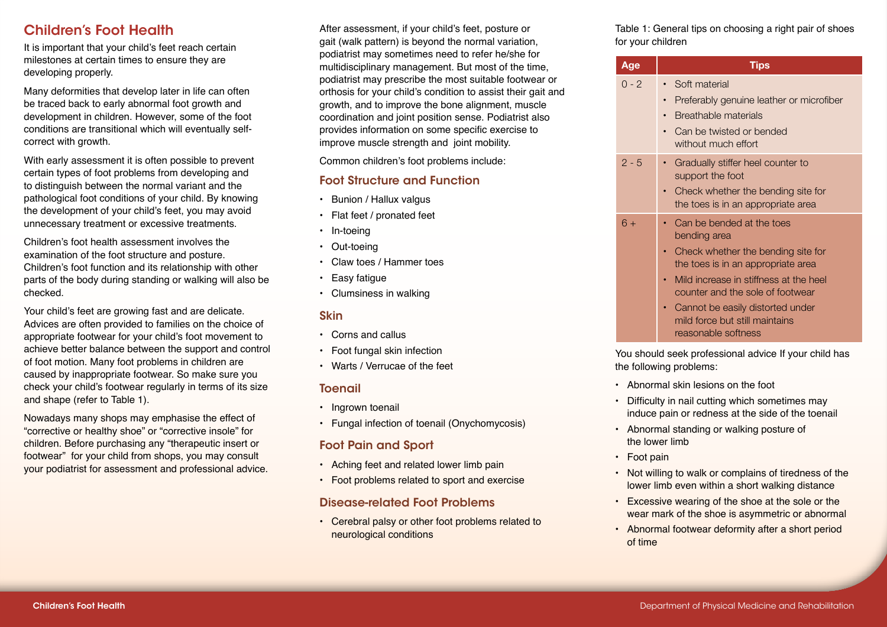# Children's Foot Health

It is important that your child's feet reach certain milestones at certain times to ensure they are developing properly.

Many deformities that develop later in life can often be traced back to early abnormal foot growth and development in children. However, some of the foot conditions are transitional which will eventually self-correct with growth.

With early assessment it is often possible to prevent certain types of foot problems from developing and to distinguish between the normal variant and the pathological foot conditions of your child. By knowing the development of your child's feet, you may avoid unnecessary treatment or excessive treatments.

Children's foot health assessment involves the examination of the foot structure and posture. Children's foot function and its relationship with other parts of the body during standing or walking will also be checked.

Your child's feet are growing fast and are delicate. Advices are often provided to families on the choice of appropriate footwear for your child's foot movement to achieve better balance between the support and control of foot motion. Many foot problems in children are caused by inappropriate footwear. So make sure you check your child's footwear regularly in terms of its size and shape (refer to Table 1).

Nowadays many shops may emphasise the effect of "corrective or healthy shoe" or "corrective insole" for children. Before purchasing any "therapeutic insert or footwear" for your child from shops, you may consult your podiatrist for assessment and professional advice.

After assessment, if your child's feet, posture or gait (walk pattern) is beyond the normal variation, podiatrist may sometimes need to refer he/she for multidisciplinary management. But most of the time, podiatrist may prescribe the most suitable footwear or orthosis for your child's condition to assist their gait and growth, and to improve the bone alignment, muscle coordination and joint position sense. Podiatrist also provides information on some specific exercise to improve muscle strength and joint mobility.

Common children's foot problems include:

## Foot Structure and Function

- Bunion / Hallux valgus
- Flat feet / pronated feet
- In-toeing
- Out-toeing
- Claw toes / Hammer toes
- Easy fatigue
- Clumsiness in walking

## Skin

- Corns and callus
- Foot fungal skin infection
- Warts / Verrucae of the feet

## Toenail

- Ingrown toenail
- Fungal infection of toenail (Onychomycosis)

## Foot Pain and Sport

- Aching feet and related lower limb pain
- Foot problems related to sport and exercise

## Disease-related Foot Problems

- Cerebral palsy or other foot problems related to neurological conditions

Table 1: General tips on choosing a right pair of shoes for your children

| Age | Tips |
|---|---|
| 0 - 2 | • Soft material<br>• Preferably genuine leather or microfiber<br>• Breathable materials<br>• Can be twisted or bended without much effort |
| 2 - 5 | • Gradually stiffer heel counter to support the foot<br>• Check whether the bending site for the toes is in an appropriate area |
| 6 + | • Can be bended at the toes bending area<br>• Check whether the bending site for the toes is in an appropriate area<br>• Mild increase in stiffness at the heel counter and the sole of footwear<br>• Cannot be easily distorted under mild force but still maintains reasonable softness |

You should seek professional advice If your child has the following problems:

- Abnormal skin lesions on the foot
- Difficulty in nail cutting which sometimes may induce pain or redness at the side of the toenail
- Abnormal standing or walking posture of the lower limb
- Foot pain
- Not willing to walk or complains of tiredness of the lower limb even within a short walking distance
- Excessive wearing of the shoe at the sole or the wear mark of the shoe is asymmetric or abnormal
- Abnormal footwear deformity after a short period of time